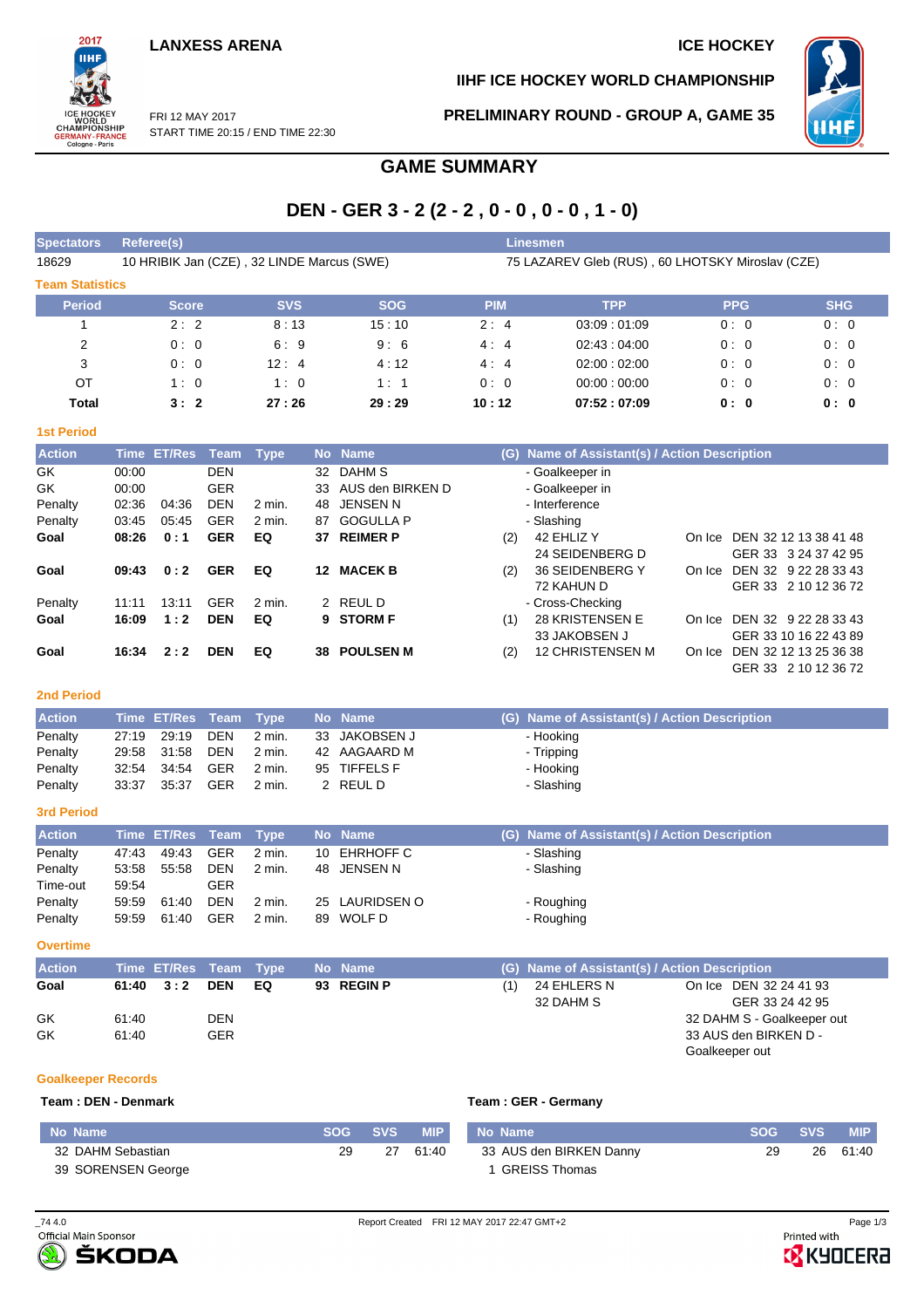LANXESS ARENA

FRI 12 MAY 2017
START TIME 20:15 / END TIME 22:30

ICE HOCKEY

IIHF ICE HOCKEY WORLD CHAMPIONSHIP

PRELIMINARY ROUND - GROUP A, GAME 35

# GAME SUMMARY

## DEN - GER 3 - 2 (2 - 2 , 0 - 0 , 0 - 0 , 1 - 0)

| Spectators | Referee(s) | Linesmen |
|---|---|---|
| 18629 | 10 HRIBIK Jan (CZE) , 32 LINDE Marcus (SWE) | 75 LAZAREV Gleb (RUS) , 60 LHOTSKY Miroslav (CZE) |

### Team Statistics

| Period | Score | SVS | SOG | PIM | TPP | PPG | SHG |
|---|---|---|---|---|---|---|---|
| 1 | 2 : 2 | 8 : 13 | 15 : 10 | 2 : 4 | 03:09 : 01:09 | 0 : 0 | 0 : 0 |
| 2 | 0 : 0 | 6 : 9 | 9 : 6 | 4 : 4 | 02:43 : 04:00 | 0 : 0 | 0 : 0 |
| 3 | 0 : 0 | 12 : 4 | 4 : 12 | 4 : 4 | 02:00 : 02:00 | 0 : 0 | 0 : 0 |
| OT | 1 : 0 | 1 : 0 | 1 : 1 | 0 : 0 | 00:00 : 00:00 | 0 : 0 | 0 : 0 |
| **Total** | **3 : 2** | **27 : 26** | **29 : 29** | **10 : 12** | **07:52 : 07:09** | **0 : 0** | **0 : 0** |

### 1st Period

| Action | Time | ET/Res | Team | Type | No | Name | (G) | Name of Assistant(s) / Action Description | | |
|---|---|---|---|---|---|---|---|---|---|---|
| GK | 00:00 | | DEN | | 32 | DAHM S | | - Goalkeeper in | | |
| GK | 00:00 | | GER | | 33 | AUS den BIRKEN D | | - Goalkeeper in | | |
| Penalty | 02:36 | 04:36 | DEN | 2 min. | 48 | JENSEN N | | - Interference | | |
| Penalty | 03:45 | 05:45 | GER | 2 min. | 87 | GOGULLA P | | - Slashing | | |
| **Goal** | **08:26** | **0 : 1** | **GER** | **EQ** | **37** | **REIMER P** | (2) | 42 EHLIZ Y<br>24 SEIDENBERG D | On Ice | DEN 32 12 13 38 41 48<br>GER 33 3 24 37 42 95 |
| **Goal** | **09:43** | **0 : 2** | **GER** | **EQ** | **12** | **MACEK B** | (2) | 36 SEIDENBERG Y<br>72 KAHUN D | On Ice | DEN 32 9 22 28 33 43<br>GER 33 2 10 12 36 72 |
| Penalty | 11:11 | 13:11 | GER | 2 min. | 2 | REUL D | | - Cross-Checking | | |
| **Goal** | **16:09** | **1 : 2** | **DEN** | **EQ** | **9** | **STORM F** | (1) | 28 KRISTENSEN E<br>33 JAKOBSEN J | On Ice | DEN 32 9 22 28 33 43<br>GER 33 10 16 22 43 89 |
| **Goal** | **16:34** | **2 : 2** | **DEN** | **EQ** | **38** | **POULSEN M** | (2) | 12 CHRISTENSEN M | On Ice | DEN 32 12 13 25 36 38<br>GER 33 2 10 12 36 72 |

### 2nd Period

| Action | Time | ET/Res | Team | Type | No | Name | (G) | Name of Assistant(s) / Action Description |
|---|---|---|---|---|---|---|---|---|
| Penalty | 27:19 | 29:19 | DEN | 2 min. | 33 | JAKOBSEN J | | - Hooking |
| Penalty | 29:58 | 31:58 | DEN | 2 min. | 42 | AAGAARD M | | - Tripping |
| Penalty | 32:54 | 34:54 | GER | 2 min. | 95 | TIFFELS F | | - Hooking |
| Penalty | 33:37 | 35:37 | GER | 2 min. | 2 | REUL D | | - Slashing |

### 3rd Period

| Action | Time | ET/Res | Team | Type | No | Name | (G) | Name of Assistant(s) / Action Description |
|---|---|---|---|---|---|---|---|---|
| Penalty | 47:43 | 49:43 | GER | 2 min. | 10 | EHRHOFF C | | - Slashing |
| Penalty | 53:58 | 55:58 | DEN | 2 min. | 48 | JENSEN N | | - Slashing |
| Time-out | 59:54 | | GER | | | | | |
| Penalty | 59:59 | 61:40 | DEN | 2 min. | 25 | LAURIDSEN O | | - Roughing |
| Penalty | 59:59 | 61:40 | GER | 2 min. | 89 | WOLF D | | - Roughing |

### Overtime

| Action | Time | ET/Res | Team | Type | No | Name | (G) | Name of Assistant(s) / Action Description | | |
|---|---|---|---|---|---|---|---|---|---|---|
| **Goal** | **61:40** | **3 : 2** | **DEN** | **EQ** | **93** | **REGIN P** | (1) | 24 EHLERS N<br>32 DAHM S | On Ice | DEN 32 24 41 93<br>GER 33 24 42 95 |
| GK | 61:40 | | DEN | | | | | | | 32 DAHM S - Goalkeeper out |
| GK | 61:40 | | GER | | | | | | | 33 AUS den BIRKEN D - Goalkeeper out |

### Goalkeeper Records

**Team : DEN - Denmark**

| No | Name | SOG | SVS | MIP |
|---|---|---|---|---|
| 32 | DAHM Sebastian | 29 | 27 | 61:40 |
| 39 | SORENSEN George | | | |

**Team : GER - Germany**

| No | Name | SOG | SVS | MIP |
|---|---|---|---|---|
| 33 | AUS den BIRKEN Danny | 29 | 26 | 61:40 |
| 1 | GREISS Thomas | | | |

_74 4.0 Report Created FRI 12 MAY 2017 22:47 GMT+2

Official Main Sponsor ŠKODA — Printed with KYOCERA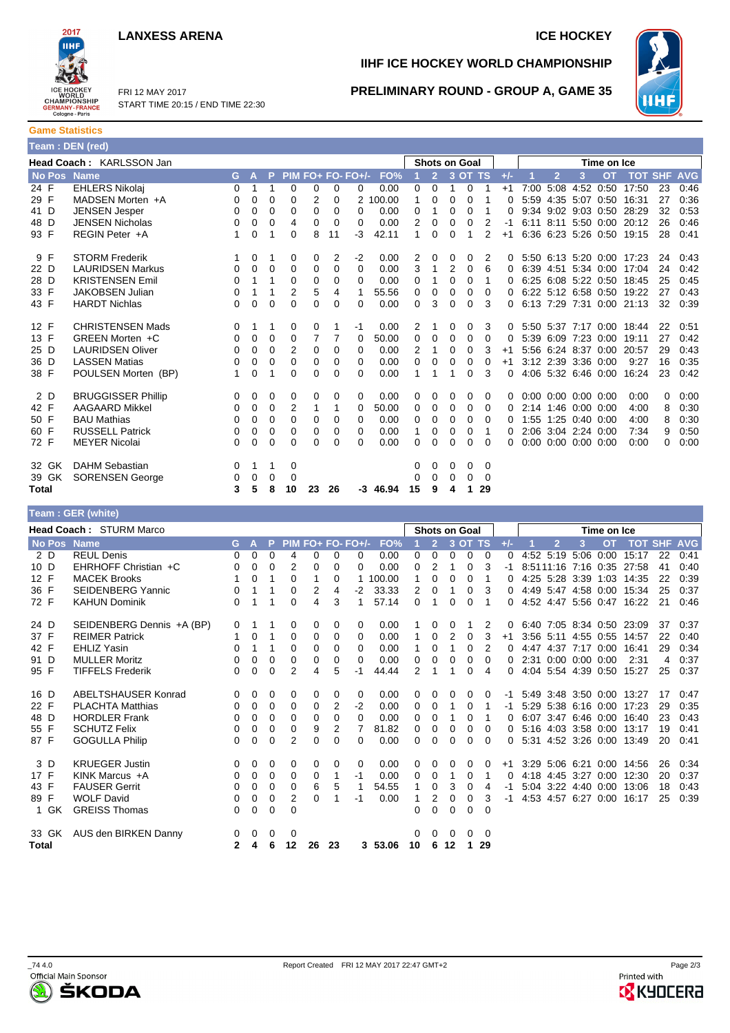# LANXESS ARENA

ICE HOCKEY

## IIHF ICE HOCKEY WORLD CHAMPIONSHIP

FRI 12 MAY 2017
START TIME 20:15 / END TIME 22:30

## PRELIMINARY ROUND - GROUP A, GAME 35

### Game Statistics

**Team : DEN (red)**

**Head Coach :** KARLSSON Jan

| No | Pos | Name | G | A | P | PIM | FO+ | FO- | FO+/- | FO% | Shots on Goal 1 | 2 | 3 | OT | TS | +/- | Time on Ice 1 | 2 | 3 | OT | TOT | SHF | AVG |
|---|---|---|---|---|---|---|---|---|---|---|---|---|---|---|---|---|---|---|---|---|---|---|---|
| 24 | F | EHLERS Nikolaj | 0 | 1 | 1 | 0 | 0 | 0 | 0 | 0.00 | 0 | 0 | 1 | 0 | 1 | +1 | 7:00 | 5:08 | 4:52 | 0:50 | 17:50 | 23 | 0:46 |
| 29 | F | MADSEN Morten +A | 0 | 0 | 0 | 0 | 2 | 0 | 2 | 100.00 | 1 | 0 | 0 | 0 | 1 | 0 | 5:59 | 4:35 | 5:07 | 0:50 | 16:31 | 27 | 0:36 |
| 41 | D | JENSEN Jesper | 0 | 0 | 0 | 0 | 0 | 0 | 0 | 0.00 | 0 | 1 | 0 | 0 | 1 | 0 | 9:34 | 9:02 | 9:03 | 0:50 | 28:29 | 32 | 0:53 |
| 48 | D | JENSEN Nicholas | 0 | 0 | 0 | 4 | 0 | 0 | 0 | 0.00 | 2 | 0 | 0 | 0 | 2 | -1 | 6:11 | 8:11 | 5:50 | 0:00 | 20:12 | 26 | 0:46 |
| 93 | F | REGIN Peter +A | 1 | 0 | 1 | 0 | 8 | 11 | -3 | 42.11 | 1 | 0 | 0 | 1 | 2 | +1 | 6:36 | 6:23 | 5:26 | 0:50 | 19:15 | 28 | 0:41 |
| 9 | F | STORM Frederik | 1 | 0 | 1 | 0 | 0 | 2 | -2 | 0.00 | 2 | 0 | 0 | 0 | 2 | 0 | 5:50 | 6:13 | 5:20 | 0:00 | 17:23 | 24 | 0:43 |
| 22 | D | LAURIDSEN Markus | 0 | 0 | 0 | 0 | 0 | 0 | 0 | 0.00 | 3 | 1 | 2 | 0 | 6 | 0 | 6:39 | 4:51 | 5:34 | 0:00 | 17:04 | 24 | 0:42 |
| 28 | D | KRISTENSEN Emil | 0 | 1 | 1 | 0 | 0 | 0 | 0 | 0.00 | 0 | 1 | 0 | 0 | 1 | 0 | 6:25 | 6:08 | 5:22 | 0:50 | 18:45 | 25 | 0:45 |
| 33 | F | JAKOBSEN Julian | 0 | 1 | 1 | 2 | 5 | 4 | 1 | 55.56 | 0 | 0 | 0 | 0 | 0 | 0 | 6:22 | 5:12 | 6:58 | 0:50 | 19:22 | 27 | 0:43 |
| 43 | F | HARDT Nichlas | 0 | 0 | 0 | 0 | 0 | 0 | 0 | 0.00 | 0 | 3 | 0 | 0 | 3 | 0 | 6:13 | 7:29 | 7:31 | 0:00 | 21:13 | 32 | 0:39 |
| 12 | F | CHRISTENSEN Mads | 0 | 1 | 1 | 0 | 0 | 1 | -1 | 0.00 | 2 | 1 | 0 | 0 | 3 | 0 | 5:50 | 5:37 | 7:17 | 0:00 | 18:44 | 22 | 0:51 |
| 13 | F | GREEN Morten +C | 0 | 0 | 0 | 0 | 7 | 7 | 0 | 50.00 | 0 | 0 | 0 | 0 | 0 | 0 | 5:39 | 6:09 | 7:23 | 0:00 | 19:11 | 27 | 0:42 |
| 25 | D | LAURIDSEN Oliver | 0 | 0 | 0 | 2 | 0 | 0 | 0 | 0.00 | 2 | 1 | 0 | 0 | 3 | +1 | 5:56 | 6:24 | 8:37 | 0:00 | 20:57 | 29 | 0:43 |
| 36 | D | LASSEN Matias | 0 | 0 | 0 | 0 | 0 | 0 | 0 | 0.00 | 0 | 0 | 0 | 0 | 0 | +1 | 3:12 | 2:39 | 3:36 | 0:00 | 9:27 | 16 | 0:35 |
| 38 | F | POULSEN Morten (BP) | 1 | 0 | 1 | 0 | 0 | 0 | 0 | 0.00 | 1 | 1 | 1 | 0 | 3 | 0 | 4:06 | 5:32 | 6:46 | 0:00 | 16:24 | 23 | 0:42 |
| 2 | D | BRUGGISSER Phillip | 0 | 0 | 0 | 0 | 0 | 0 | 0 | 0.00 | 0 | 0 | 0 | 0 | 0 | 0 | 0:00 | 0:00 | 0:00 | 0:00 | 0:00 | 0 | 0:00 |
| 42 | F | AAGAARD Mikkel | 0 | 0 | 0 | 2 | 1 | 1 | 0 | 50.00 | 0 | 0 | 0 | 0 | 0 | 0 | 2:14 | 1:46 | 0:00 | 0:00 | 4:00 | 8 | 0:30 |
| 50 | F | BAU Mathias | 0 | 0 | 0 | 0 | 0 | 0 | 0 | 0.00 | 0 | 0 | 0 | 0 | 0 | 0 | 1:55 | 1:25 | 0:40 | 0:00 | 4:00 | 8 | 0:30 |
| 60 | F | RUSSELL Patrick | 0 | 0 | 0 | 0 | 0 | 0 | 0 | 0.00 | 1 | 0 | 0 | 0 | 1 | 0 | 2:06 | 3:04 | 2:24 | 0:00 | 7:34 | 9 | 0:50 |
| 72 | F | MEYER Nicolai | 0 | 0 | 0 | 0 | 0 | 0 | 0 | 0.00 | 0 | 0 | 0 | 0 | 0 | 0 | 0:00 | 0:00 | 0:00 | 0:00 | 0:00 | 0 | 0:00 |
| 32 | GK | DAHM Sebastian | 0 | 1 | 1 | 0 | | | | | 0 | 0 | 0 | 0 | 0 | | | | | | | | |
| 39 | GK | SORENSEN George | 0 | 0 | 0 | 0 | | | | | 0 | 0 | 0 | 0 | 0 | | | | | | | | |
| Total | | | 3 | 5 | 8 | 10 | 23 | 26 | -3 | 46.94 | 15 | 9 | 4 | 1 | 29 | | | | | | | | |

**Team : GER (white)**

**Head Coach :** STURM Marco

| No | Pos | Name | G | A | P | PIM | FO+ | FO- | FO+/- | FO% | Shots on Goal 1 | 2 | 3 | OT | TS | +/- | Time on Ice 1 | 2 | 3 | OT | TOT | SHF | AVG |
|---|---|---|---|---|---|---|---|---|---|---|---|---|---|---|---|---|---|---|---|---|---|---|---|
| 2 | D | REUL Denis | 0 | 0 | 0 | 4 | 0 | 0 | 0 | 0.00 | 0 | 0 | 0 | 0 | 0 | 0 | 4:52 | 5:19 | 5:06 | 0:00 | 15:17 | 22 | 0:41 |
| 10 | D | EHRHOFF Christian +C | 0 | 0 | 0 | 2 | 0 | 0 | 0 | 0.00 | 0 | 2 | 1 | 0 | 3 | -1 | 8:51 | 11:16 | 7:16 | 0:35 | 27:58 | 41 | 0:40 |
| 12 | F | MACEK Brooks | 1 | 0 | 1 | 0 | 1 | 0 | 1 | 100.00 | 1 | 0 | 0 | 0 | 1 | 0 | 4:25 | 5:28 | 3:39 | 1:03 | 14:35 | 22 | 0:39 |
| 36 | F | SEIDENBERG Yannic | 0 | 1 | 1 | 0 | 2 | 4 | -2 | 33.33 | 2 | 0 | 1 | 0 | 3 | 0 | 4:49 | 5:47 | 4:58 | 0:00 | 15:34 | 25 | 0:37 |
| 72 | F | KAHUN Dominik | 0 | 1 | 1 | 0 | 4 | 3 | 1 | 57.14 | 0 | 1 | 0 | 0 | 1 | 0 | 4:52 | 4:47 | 5:56 | 0:47 | 16:22 | 21 | 0:46 |
| 24 | D | SEIDENBERG Dennis +A (BP) | 0 | 1 | 1 | 0 | 0 | 0 | 0 | 0.00 | 1 | 0 | 0 | 1 | 2 | 0 | 6:40 | 7:05 | 8:34 | 0:50 | 23:09 | 37 | 0:37 |
| 37 | F | REIMER Patrick | 1 | 0 | 1 | 0 | 0 | 0 | 0 | 0.00 | 1 | 0 | 2 | 0 | 3 | +1 | 3:56 | 5:11 | 4:55 | 0:55 | 14:57 | 22 | 0:40 |
| 42 | F | EHLIZ Yasin | 0 | 1 | 1 | 0 | 0 | 0 | 0 | 0.00 | 1 | 0 | 1 | 0 | 2 | 0 | 4:47 | 4:37 | 7:17 | 0:00 | 16:41 | 29 | 0:34 |
| 91 | D | MULLER Moritz | 0 | 0 | 0 | 0 | 0 | 0 | 0 | 0.00 | 0 | 0 | 0 | 0 | 0 | 0 | 2:31 | 0:00 | 0:00 | 0:00 | 2:31 | 4 | 0:37 |
| 95 | F | TIFFELS Frederik | 0 | 0 | 0 | 2 | 4 | 5 | -1 | 44.44 | 2 | 1 | 1 | 0 | 4 | 0 | 4:04 | 5:54 | 4:39 | 0:50 | 15:27 | 25 | 0:37 |
| 16 | D | ABELTSHAUSER Konrad | 0 | 0 | 0 | 0 | 0 | 0 | 0 | 0.00 | 0 | 0 | 0 | 0 | 0 | -1 | 5:49 | 3:48 | 3:50 | 0:00 | 13:27 | 17 | 0:47 |
| 22 | F | PLACHTA Matthias | 0 | 0 | 0 | 0 | 0 | 2 | -2 | 0.00 | 0 | 0 | 1 | 0 | 1 | -1 | 5:29 | 5:38 | 6:16 | 0:00 | 17:23 | 29 | 0:35 |
| 48 | D | HORDLER Frank | 0 | 0 | 0 | 0 | 0 | 0 | 0 | 0.00 | 0 | 0 | 1 | 0 | 1 | 0 | 6:07 | 3:47 | 6:46 | 0:00 | 16:40 | 23 | 0:43 |
| 55 | F | SCHUTZ Felix | 0 | 0 | 0 | 0 | 9 | 2 | 7 | 81.82 | 0 | 0 | 0 | 0 | 0 | 0 | 5:16 | 4:03 | 3:58 | 0:00 | 13:17 | 19 | 0:41 |
| 87 | F | GOGULLA Philip | 0 | 0 | 0 | 2 | 0 | 0 | 0 | 0.00 | 0 | 0 | 0 | 0 | 0 | 0 | 5:31 | 4:52 | 3:26 | 0:00 | 13:49 | 20 | 0:41 |
| 3 | D | KRUEGER Justin | 0 | 0 | 0 | 0 | 0 | 0 | 0 | 0.00 | 0 | 0 | 0 | 0 | 0 | +1 | 3:29 | 5:06 | 6:21 | 0:00 | 14:56 | 26 | 0:34 |
| 17 | F | KINK Marcus +A | 0 | 0 | 0 | 0 | 0 | 1 | -1 | 0.00 | 0 | 0 | 1 | 0 | 1 | 0 | 4:18 | 4:45 | 3:27 | 0:00 | 12:30 | 20 | 0:37 |
| 43 | F | FAUSER Gerrit | 0 | 0 | 0 | 0 | 6 | 5 | 1 | 54.55 | 1 | 0 | 3 | 0 | 4 | -1 | 5:04 | 3:22 | 4:40 | 0:00 | 13:06 | 18 | 0:43 |
| 89 | F | WOLF David | 0 | 0 | 0 | 2 | 0 | 1 | -1 | 0.00 | 1 | 2 | 0 | 0 | 3 | -1 | 4:53 | 4:57 | 6:27 | 0:00 | 16:17 | 25 | 0:39 |
| 1 | GK | GREISS Thomas | 0 | 0 | 0 | 0 | | | | | 0 | 0 | 0 | 0 | 0 | | | | | | | | |
| 33 | GK | AUS den BIRKEN Danny | 0 | 0 | 0 | 0 | | | | | 0 | 0 | 0 | 0 | 0 | | | | | | | | |
| Total | | | 2 | 4 | 6 | 12 | 26 | 23 | 3 | 53.06 | 10 | 6 | 12 | 1 | 29 | | | | | | | | |

_74 4.0

Official Main Sponsor ŠKODA

Report Created FRI 12 MAY 2017 22:47 GMT+2

Printed with KYOCERA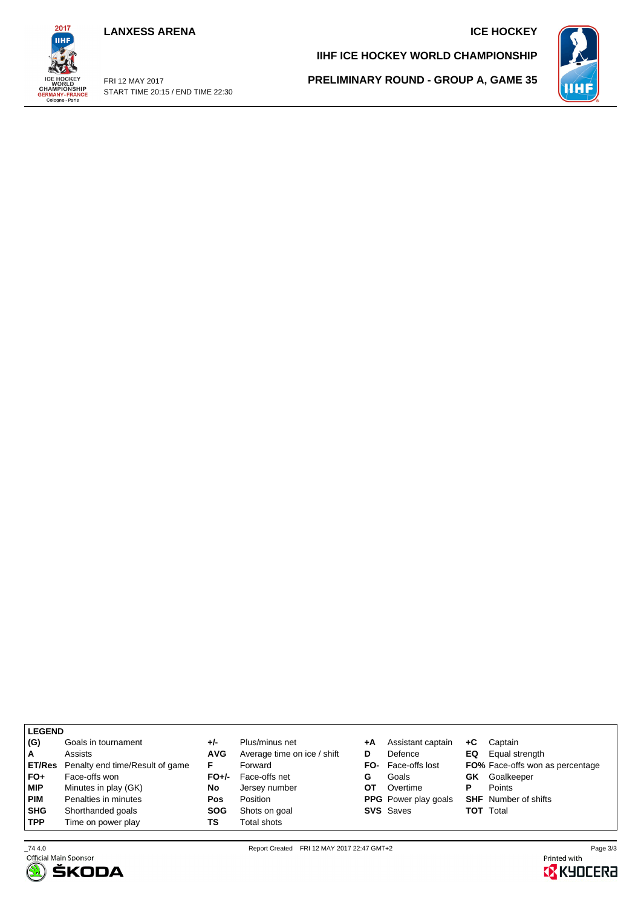## LEGEND

| | | | | | | | |
|---|---|---|---|---|---|---|---|
| **(G)** | Goals in tournament | **+/-** | Plus/minus net | **+A** | Assistant captain | **+C** | Captain |
| **A** | Assists | **AVG** | Average time on ice / shift | **D** | Defence | **EQ** | Equal strength |
| **ET/Res** | Penalty end time/Result of game | **F** | Forward | **FO-** | Face-offs lost | **FO%** | Face-offs won as percentage |
| **FO+** | Face-offs won | **FO+/-** | Face-offs net | **G** | Goals | **GK** | Goalkeeper |
| **MIP** | Minutes in play (GK) | **No** | Jersey number | **OT** | Overtime | **P** | Points |
| **PIM** | Penalties in minutes | **Pos** | Position | **PPG** | Power play goals | **SHF** | Number of shifts |
| **SHG** | Shorthanded goals | **SOG** | Shots on goal | **SVS** | Saves | **TOT** | Total |
| **TPP** | Time on power play | **TS** | Total shots | | | | |